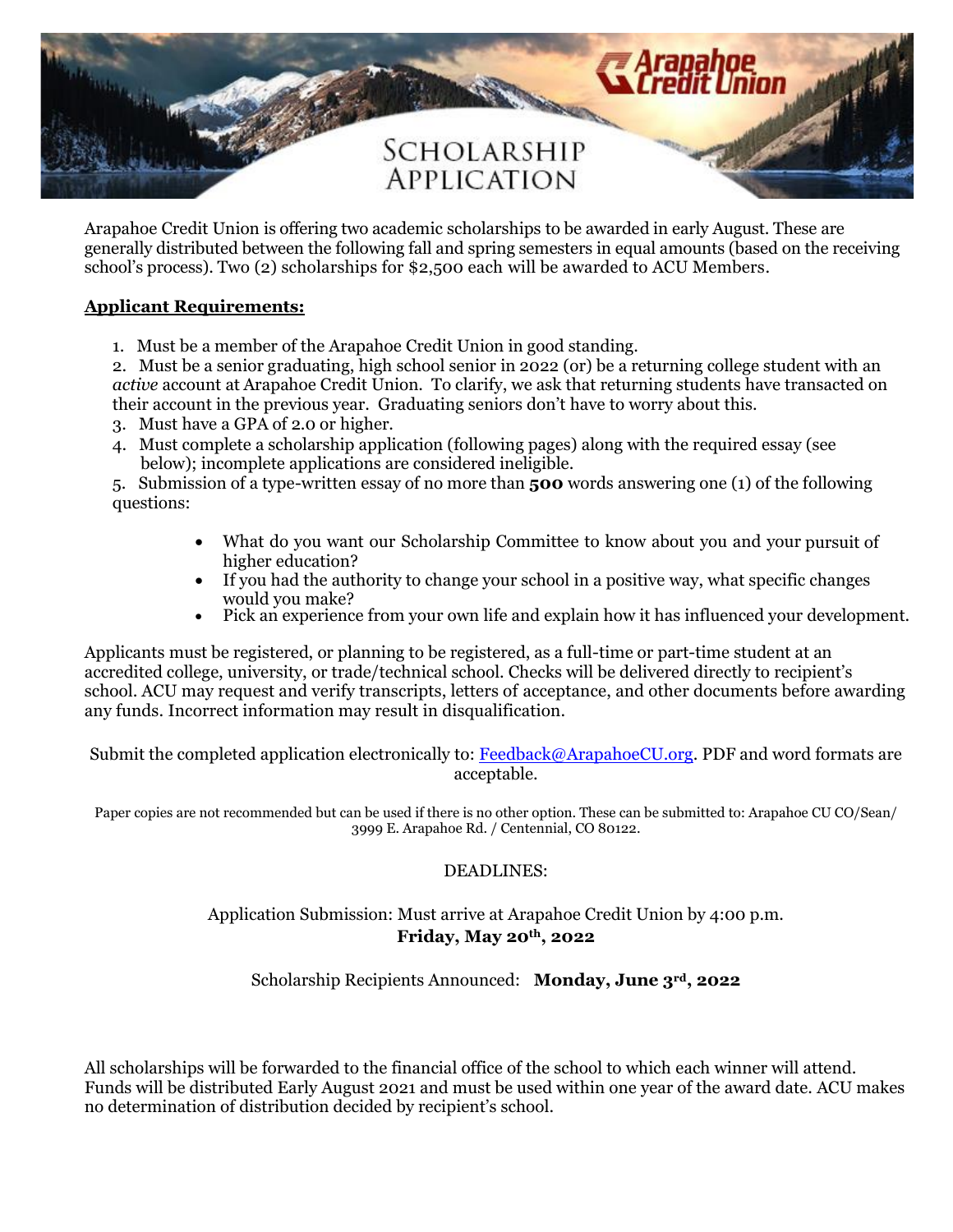# Arapahoe Credit Union

# Scholarship Application

Arapahoe Credit Union is offering two academic scholarships to be awarded in early August. These are generally distributed between the following fall and spring semesters in equal amounts (based on the receiving school's process). Two (2) scholarships for $2,500 each will be awarded to ACU Members.

## Applicant Requirements:

1. Must be a member of the Arapahoe Credit Union in good standing.
2. Must be a senior graduating, high school senior in 2022 (or) be a returning college student with an *active* account at Arapahoe Credit Union. To clarify, we ask that returning students have transacted on their account in the previous year. Graduating seniors don't have to worry about this.
3. Must have a GPA of 2.0 or higher.
4. Must complete a scholarship application (following pages) along with the required essay (see below); incomplete applications are considered ineligible.
5. Submission of a type-written essay of no more than **500** words answering one (1) of the following questions:
   - What do you want our Scholarship Committee to know about you and your pursuit of higher education?
   - If you had the authority to change your school in a positive way, what specific changes would you make?
   - Pick an experience from your own life and explain how it has influenced your development.

Applicants must be registered, or planning to be registered, as a full-time or part-time student at an accredited college, university, or trade/technical school. Checks will be delivered directly to recipient's school. ACU may request and verify transcripts, letters of acceptance, and other documents before awarding any funds. Incorrect information may result in disqualification.

Submit the completed application electronically to: Feedback@ArapahoeCU.org. PDF and word formats are acceptable.

Paper copies are not recommended but can be used if there is no other option. These can be submitted to: Arapahoe CU CO/Sean/ 3999 E. Arapahoe Rd. / Centennial, CO 80122.

DEADLINES:

Application Submission: Must arrive at Arapahoe Credit Union by 4:00 p.m. **Friday, May 20th, 2022**

Scholarship Recipients Announced: **Monday, June 3rd, 2022**

All scholarships will be forwarded to the financial office of the school to which each winner will attend. Funds will be distributed Early August 2021 and must be used within one year of the award date. ACU makes no determination of distribution decided by recipient's school.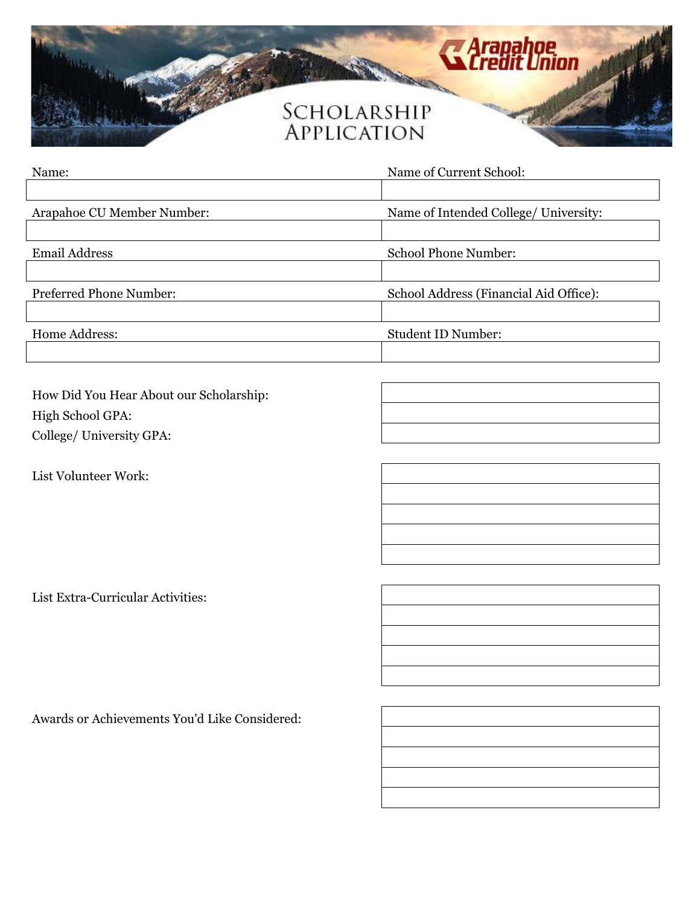# Arapahoe Credit Union

# Scholarship Application

| Name: | Name of Current School: |
| --- | --- |
| | |
| **Arapahoe CU Member Number:** | **Name of Intended College/ University:** |
| | |
| **Email Address** | **School Phone Number:** |
| | |
| **Preferred Phone Number:** | **School Address (Financial Aid Office):** |
| | |
| **Home Address:** | **Student ID Number:** |
| | |

| | |
| --- | --- |
| How Did You Hear About our Scholarship: | |
| High School GPA: | |
| College/ University GPA: | |

| | |
| --- | --- |
| List Volunteer Work: | |
| | |
| | |
| | |
| | |

| | |
| --- | --- |
| List Extra-Curricular Activities: | |
| | |
| | |
| | |
| | |

| | |
| --- | --- |
| Awards or Achievements You'd Like Considered: | |
| | |
| | |
| | |
| | |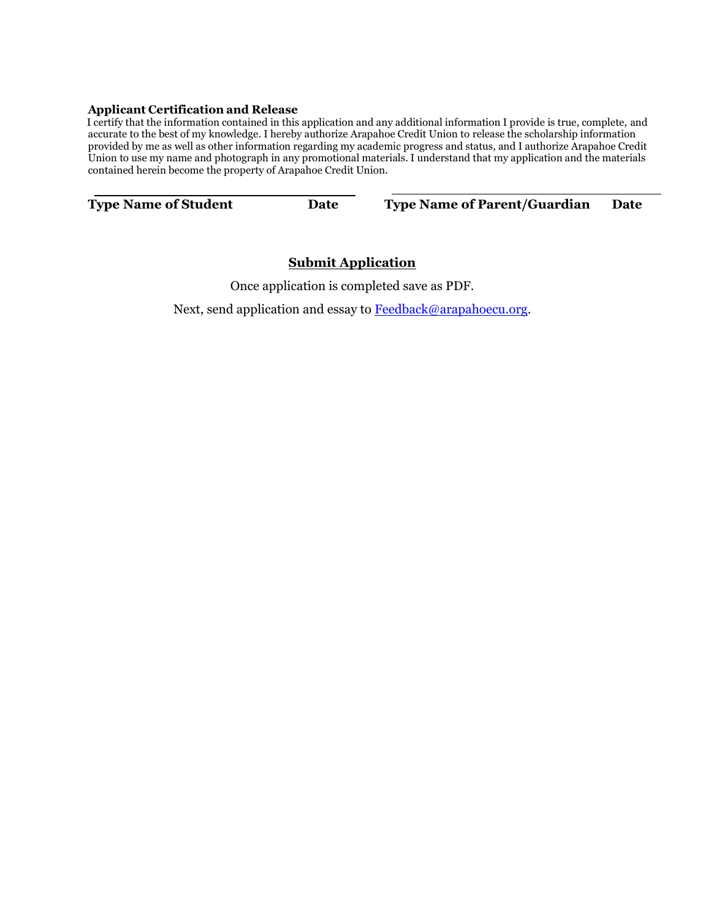**Applicant Certification and Release**

I certify that the information contained in this application and any additional information I provide is true, complete, and accurate to the best of my knowledge. I hereby authorize Arapahoe Credit Union to release the scholarship information provided by me as well as other information regarding my academic progress and status, and I authorize Arapahoe Credit Union to use my name and photograph in any promotional materials. I understand that my application and the materials contained herein become the property of Arapahoe Credit Union.

| | | | |
|---|---|---|---|
| **Type Name of Student** | **Date** | **Type Name of Parent/Guardian** | **Date** |

## Submit Application

Once application is completed save as PDF.

Next, send application and essay to Feedback@arapahoecu.org.